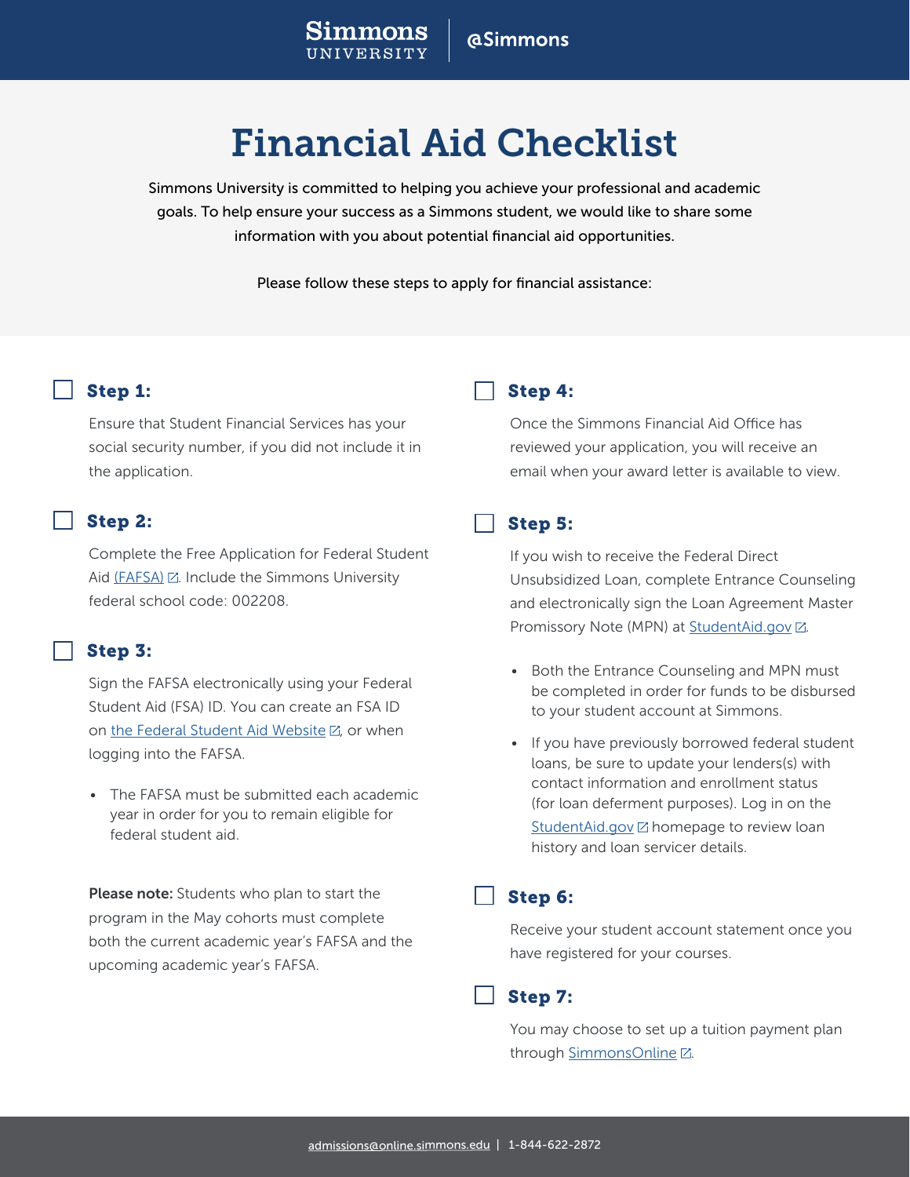Simmons UNIVERSITY | @Simmons

# Financial Aid Checklist

Simmons University is committed to helping you achieve your professional and academic goals. To help ensure your success as a Simmons student, we would like to share some information with you about potential financial aid opportunities.

Please follow these steps to apply for financial assistance:

### Step 1:

Ensure that Student Financial Services has your social security number, if you did not include it in the application.

### Step 2:

Complete the Free Application for Federal Student Aid (FAFSA). Include the Simmons University federal school code: 002208.

### Step 3:

Sign the FAFSA electronically using your Federal Student Aid (FSA) ID. You can create an FSA ID on the Federal Student Aid Website, or when logging into the FAFSA.

- The FAFSA must be submitted each academic year in order for you to remain eligible for federal student aid.

**Please note:** Students who plan to start the program in the May cohorts must complete both the current academic year's FAFSA and the upcoming academic year's FAFSA.

### Step 4:

Once the Simmons Financial Aid Office has reviewed your application, you will receive an email when your award letter is available to view.

### Step 5:

If you wish to receive the Federal Direct Unsubsidized Loan, complete Entrance Counseling and electronically sign the Loan Agreement Master Promissory Note (MPN) at StudentAid.gov.

- Both the Entrance Counseling and MPN must be completed in order for funds to be disbursed to your student account at Simmons.
- If you have previously borrowed federal student loans, be sure to update your lenders(s) with contact information and enrollment status (for loan deferment purposes). Log in on the StudentAid.gov homepage to review loan history and loan servicer details.

### Step 6:

Receive your student account statement once you have registered for your courses.

### Step 7:

You may choose to set up a tuition payment plan through SimmonsOnline.

admissions@online.simmons.edu | 1-844-622-2872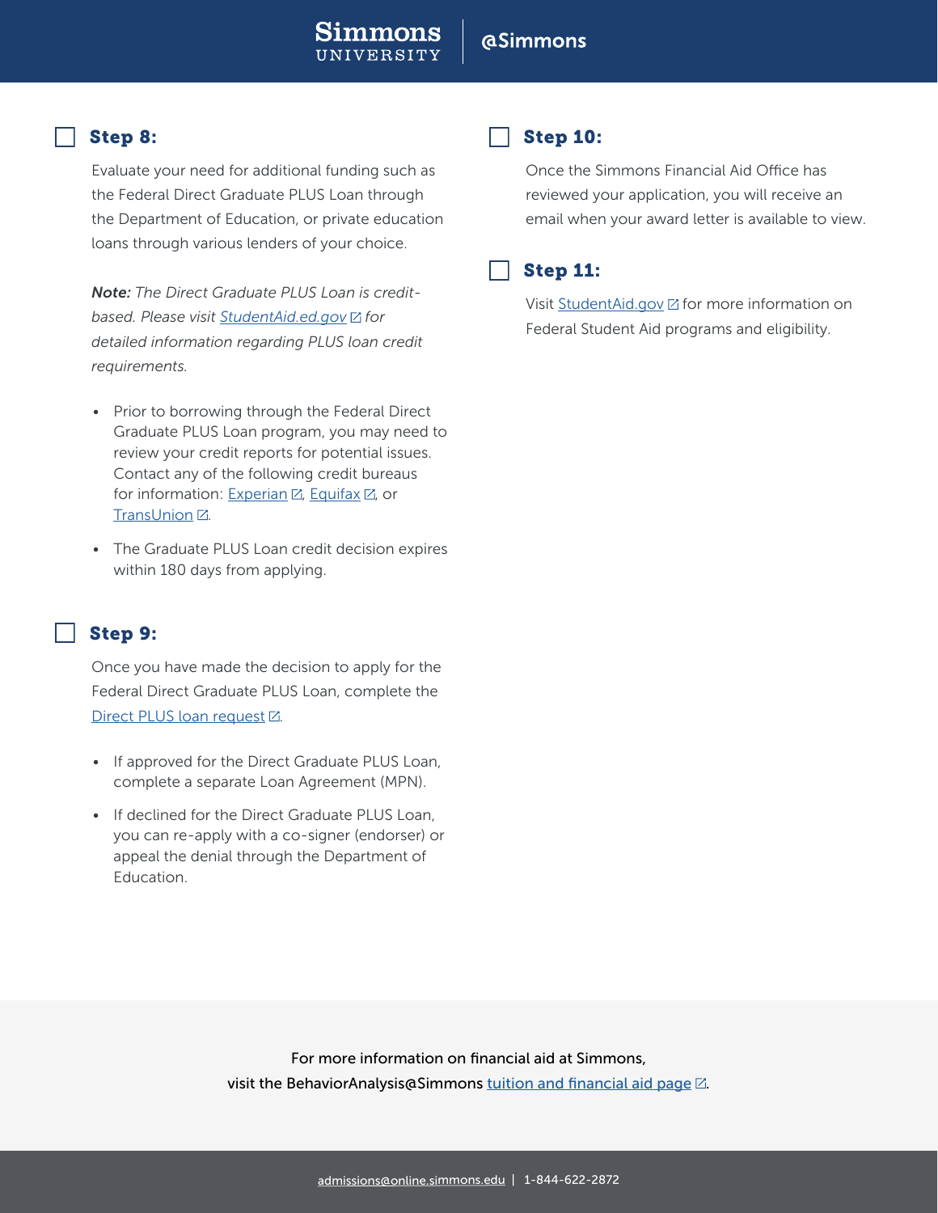## Step 8:

Evaluate your need for additional funding such as the Federal Direct Graduate PLUS Loan through the Department of Education, or private education loans through various lenders of your choice.

***Note:*** *The Direct Graduate PLUS Loan is credit-based. Please visit StudentAid.ed.gov for detailed information regarding PLUS loan credit requirements.*

- Prior to borrowing through the Federal Direct Graduate PLUS Loan program, you may need to review your credit reports for potential issues. Contact any of the following credit bureaus for information: Experian, Equifax, or TransUnion.
- The Graduate PLUS Loan credit decision expires within 180 days from applying.

## Step 9:

Once you have made the decision to apply for the Federal Direct Graduate PLUS Loan, complete the Direct PLUS loan request.

- If approved for the Direct Graduate PLUS Loan, complete a separate Loan Agreement (MPN).
- If declined for the Direct Graduate PLUS Loan, you can re-apply with a co-signer (endorser) or appeal the denial through the Department of Education.

## Step 10:

Once the Simmons Financial Aid Office has reviewed your application, you will receive an email when your award letter is available to view.

## Step 11:

Visit StudentAid.gov for more information on Federal Student Aid programs and eligibility.

For more information on financial aid at Simmons, visit the BehaviorAnalysis@Simmons tuition and financial aid page.

admissions@online.simmons.edu | 1-844-622-2872